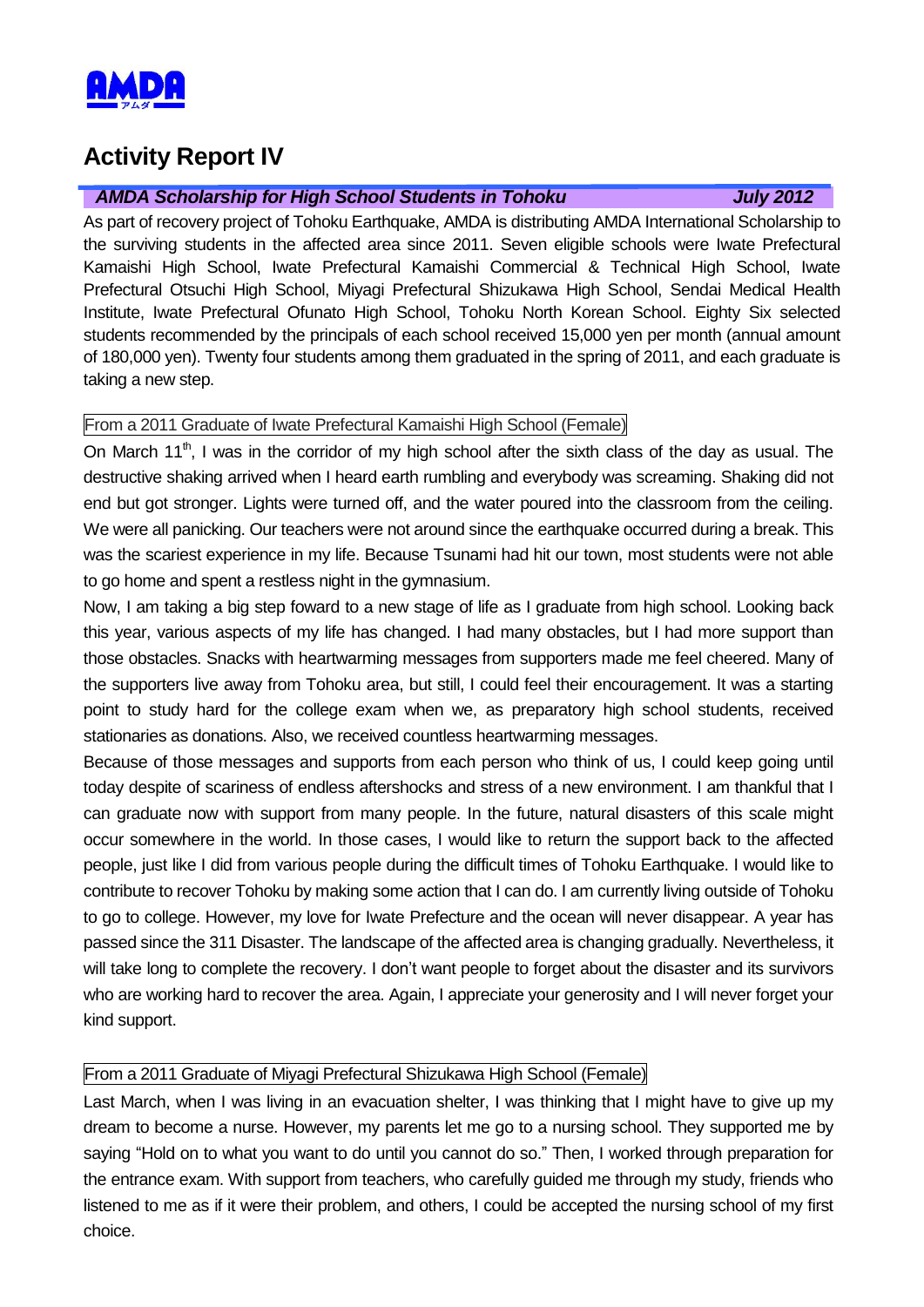AMDA

# Activity Report IV

## *AMDA Scholarship for High School Students in Tohoku* — *July 2012*

As part of recovery project of Tohoku Earthquake, AMDA is distributing AMDA International Scholarship to the surviving students in the affected area since 2011. Seven eligible schools were Iwate Prefectural Kamaishi High School, Iwate Prefectural Kamaishi Commercial & Technical High School, Iwate Prefectural Otsuchi High School, Miyagi Prefectural Shizukawa High School, Sendai Medical Health Institute, Iwate Prefectural Ofunato High School, Tohoku North Korean School. Eighty Six selected students recommended by the principals of each school received 15,000 yen per month (annual amount of 180,000 yen). Twenty four students among them graduated in the spring of 2011, and each graduate is taking a new step.

### From a 2011 Graduate of Iwate Prefectural Kamaishi High School (Female)

On March 11th, I was in the corridor of my high school after the sixth class of the day as usual. The destructive shaking arrived when I heard earth rumbling and everybody was screaming. Shaking did not end but got stronger. Lights were turned off, and the water poured into the classroom from the ceiling. We were all panicking. Our teachers were not around since the earthquake occurred during a break. This was the scariest experience in my life. Because Tsunami had hit our town, most students were not able to go home and spent a restless night in the gymnasium.

Now, I am taking a big step foward to a new stage of life as I graduate from high school. Looking back this year, various aspects of my life has changed. I had many obstacles, but I had more support than those obstacles. Snacks with heartwarming messages from supporters made me feel cheered. Many of the supporters live away from Tohoku area, but still, I could feel their encouragement. It was a starting point to study hard for the college exam when we, as preparatory high school students, received stationaries as donations. Also, we received countless heartwarming messages.

Because of those messages and supports from each person who think of us, I could keep going until today despite of scariness of endless aftershocks and stress of a new environment. I am thankful that I can graduate now with support from many people. In the future, natural disasters of this scale might occur somewhere in the world. In those cases, I would like to return the support back to the affected people, just like I did from various people during the difficult times of Tohoku Earthquake. I would like to contribute to recover Tohoku by making some action that I can do. I am currently living outside of Tohoku to go to college. However, my love for Iwate Prefecture and the ocean will never disappear. A year has passed since the 311 Disaster. The landscape of the affected area is changing gradually. Nevertheless, it will take long to complete the recovery. I don't want people to forget about the disaster and its survivors who are working hard to recover the area. Again, I appreciate your generosity and I will never forget your kind support.

### From a 2011 Graduate of Miyagi Prefectural Shizukawa High School (Female)

Last March, when I was living in an evacuation shelter, I was thinking that I might have to give up my dream to become a nurse. However, my parents let me go to a nursing school. They supported me by saying "Hold on to what you want to do until you cannot do so." Then, I worked through preparation for the entrance exam. With support from teachers, who carefully guided me through my study, friends who listened to me as if it were their problem, and others, I could be accepted the nursing school of my first choice.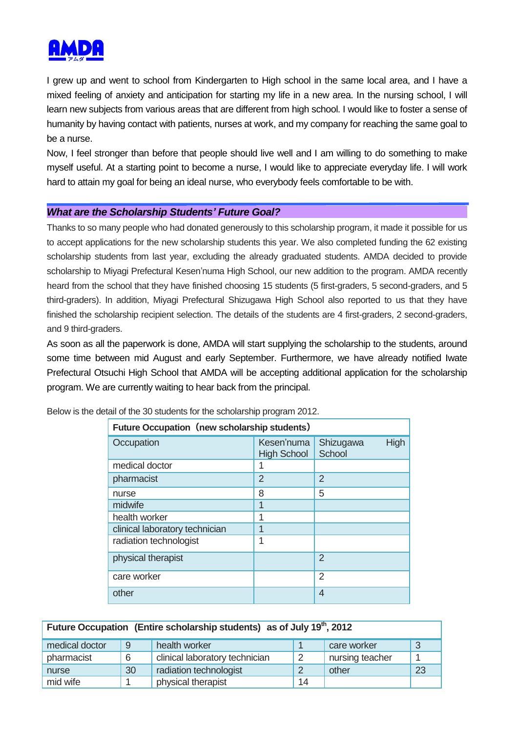I grew up and went to school from Kindergarten to High school in the same local area, and I have a mixed feeling of anxiety and anticipation for starting my life in a new area. In the nursing school, I will learn new subjects from various areas that are different from high school. I would like to foster a sense of humanity by having contact with patients, nurses at work, and my company for reaching the same goal to be a nurse.

Now, I feel stronger than before that people should live well and I am willing to do something to make myself useful. At a starting point to become a nurse, I would like to appreciate everyday life. I will work hard to attain my goal for being an ideal nurse, who everybody feels comfortable to be with.

## *What are the Scholarship Students' Future Goal?*

Thanks to so many people who had donated generously to this scholarship program, it made it possible for us to accept applications for the new scholarship students this year. We also completed funding the 62 existing scholarship students from last year, excluding the already graduated students. AMDA decided to provide scholarship to Miyagi Prefectural Kesen'numa High School, our new addition to the program. AMDA recently heard from the school that they have finished choosing 15 students (5 first-graders, 5 second-graders, and 5 third-graders). In addition, Miyagi Prefectural Shizugawa High School also reported to us that they have finished the scholarship recipient selection. The details of the students are 4 first-graders, 2 second-graders, and 9 third-graders.

As soon as all the paperwork is done, AMDA will start supplying the scholarship to the students, around some time between mid August and early September. Furthermore, we have already notified Iwate Prefectural Otsuchi High School that AMDA will be accepting additional application for the scholarship program. We are currently waiting to hear back from the principal.

Below is the detail of the 30 students for the scholarship program 2012.

**Future Occupation（new scholarship students）**

| Occupation | Kesen'numa High School | Shizugawa High School |
|---|---|---|
| medical doctor | 1 | |
| pharmacist | 2 | 2 |
| nurse | 8 | 5 |
| midwife | 1 | |
| health worker | 1 | |
| clinical laboratory technician | 1 | |
| radiation technologist | 1 | |
| physical therapist | | 2 |
| care worker | | 2 |
| other | | 4 |

**Future Occupation (Entire scholarship students) as of July 19th, 2012**

| | | | | | |
|---|---|---|---|---|---|
| medical doctor | 9 | health worker | 1 | care worker | 3 |
| pharmacist | 6 | clinical laboratory technician | 2 | nursing teacher | 1 |
| nurse | 30 | radiation technologist | 2 | other | 23 |
| mid wife | 1 | physical therapist | 14 | | |